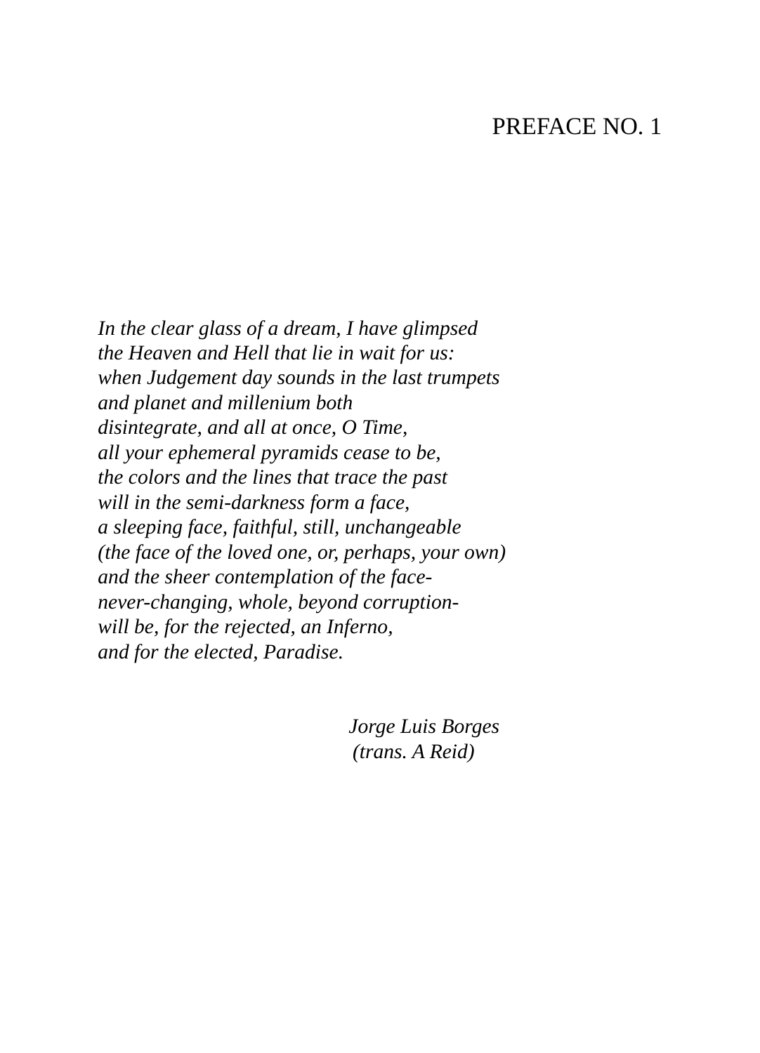# PREFACE NO. 1

*In the clear glass of a dream, I have glimpsed*
*the Heaven and Hell that lie in wait for us:*
*when Judgement day sounds in the last trumpets*
*and planet and millenium both*
*disintegrate, and all at once, O Time,*
*all your ephemeral pyramids cease to be,*
*the colors and the lines that trace the past*
*will in the semi-darkness form a face,*
*a sleeping face, faithful, still, unchangeable*
*(the face of the loved one, or, perhaps, your own)*
*and the sheer contemplation of the face-*
*never-changing, whole, beyond corruption-*
*will be, for the rejected, an Inferno,*
*and for the elected, Paradise.*

*Jorge Luis Borges*
*(trans. A Reid)*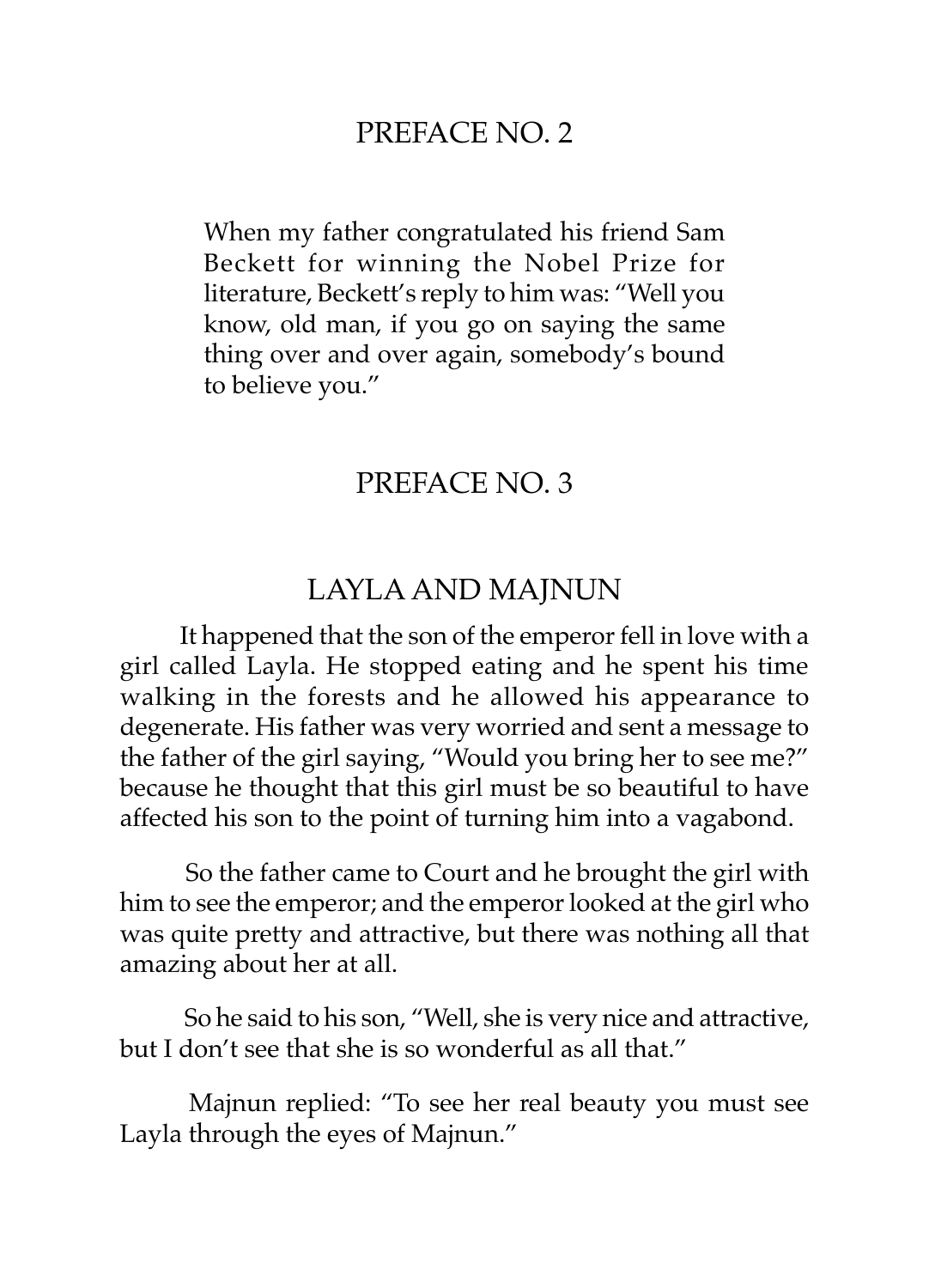## PREFACE NO. 2

When my father congratulated his friend Sam Beckett for winning the Nobel Prize for literature, Beckett's reply to him was: "Well you know, old man, if you go on saying the same thing over and over again, somebody's bound to believe you."

## PREFACE NO. 3

## LAYLA AND MAJNUN

It happened that the son of the emperor fell in love with a girl called Layla. He stopped eating and he spent his time walking in the forests and he allowed his appearance to degenerate. His father was very worried and sent a message to the father of the girl saying, "Would you bring her to see me?" because he thought that this girl must be so beautiful to have affected his son to the point of turning him into a vagabond.

So the father came to Court and he brought the girl with him to see the emperor; and the emperor looked at the girl who was quite pretty and attractive, but there was nothing all that amazing about her at all.

So he said to his son, "Well, she is very nice and attractive, but I don't see that she is so wonderful as all that."

Majnun replied: "To see her real beauty you must see Layla through the eyes of Majnun."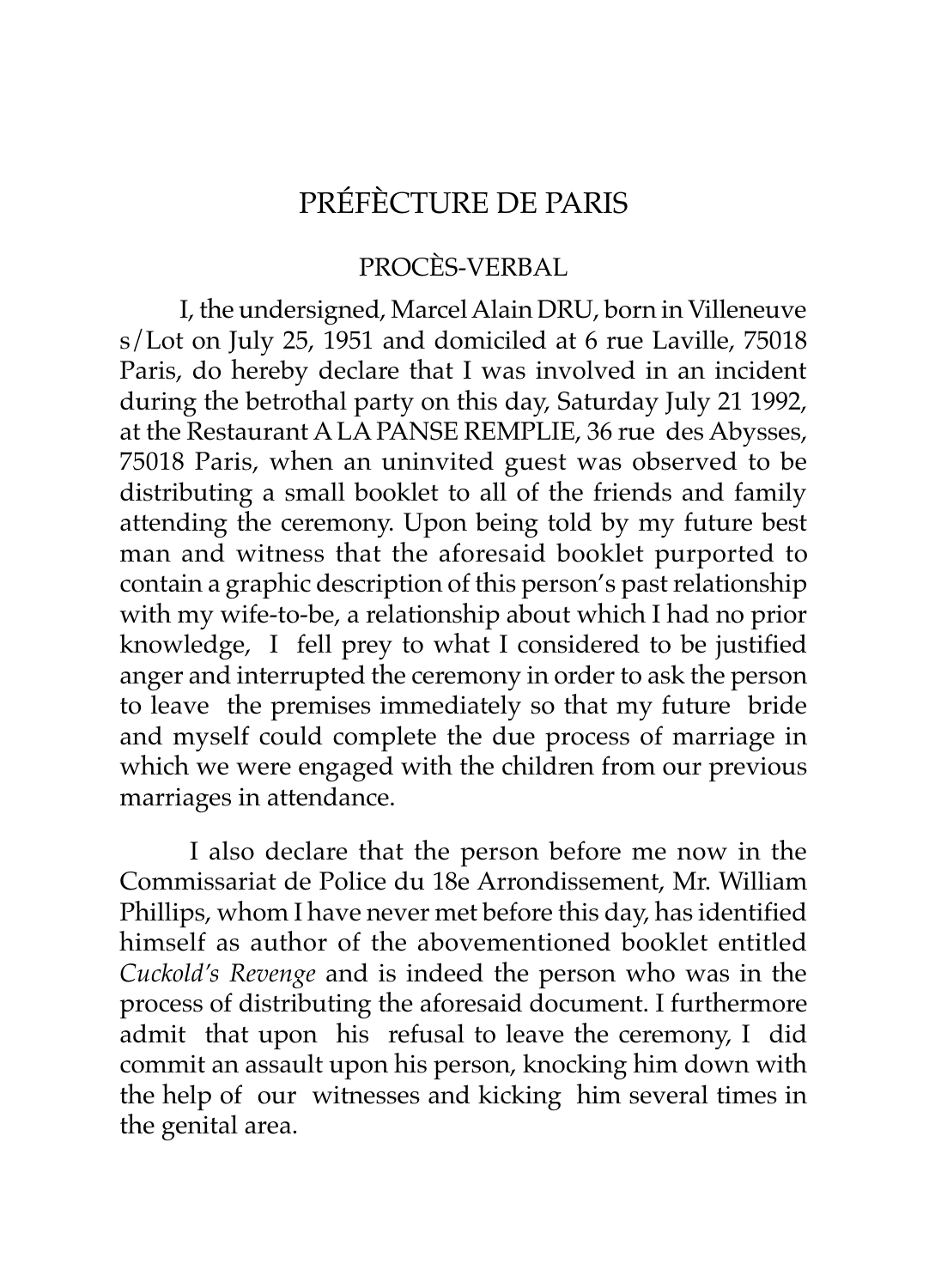# PRÉFÈCTURE DE PARIS

## PROCÈS-VERBAL

I, the undersigned, Marcel Alain DRU, born in Villeneuve s/Lot on July 25, 1951 and domiciled at 6 rue Laville, 75018 Paris, do hereby declare that I was involved in an incident during the betrothal party on this day, Saturday July 21 1992, at the Restaurant A LA PANSE REMPLIE, 36 rue des Abysses, 75018 Paris, when an uninvited guest was observed to be distributing a small booklet to all of the friends and family attending the ceremony. Upon being told by my future best man and witness that the aforesaid booklet purported to contain a graphic description of this person's past relationship with my wife-to-be, a relationship about which I had no prior knowledge, I fell prey to what I considered to be justified anger and interrupted the ceremony in order to ask the person to leave the premises immediately so that my future bride and myself could complete the due process of marriage in which we were engaged with the children from our previous marriages in attendance.

I also declare that the person before me now in the Commissariat de Police du 18e Arrondissement, Mr. William Phillips, whom I have never met before this day, has identified himself as author of the abovementioned booklet entitled *Cuckold's Revenge* and is indeed the person who was in the process of distributing the aforesaid document. I furthermore admit that upon his refusal to leave the ceremony, I did commit an assault upon his person, knocking him down with the help of our witnesses and kicking him several times in the genital area.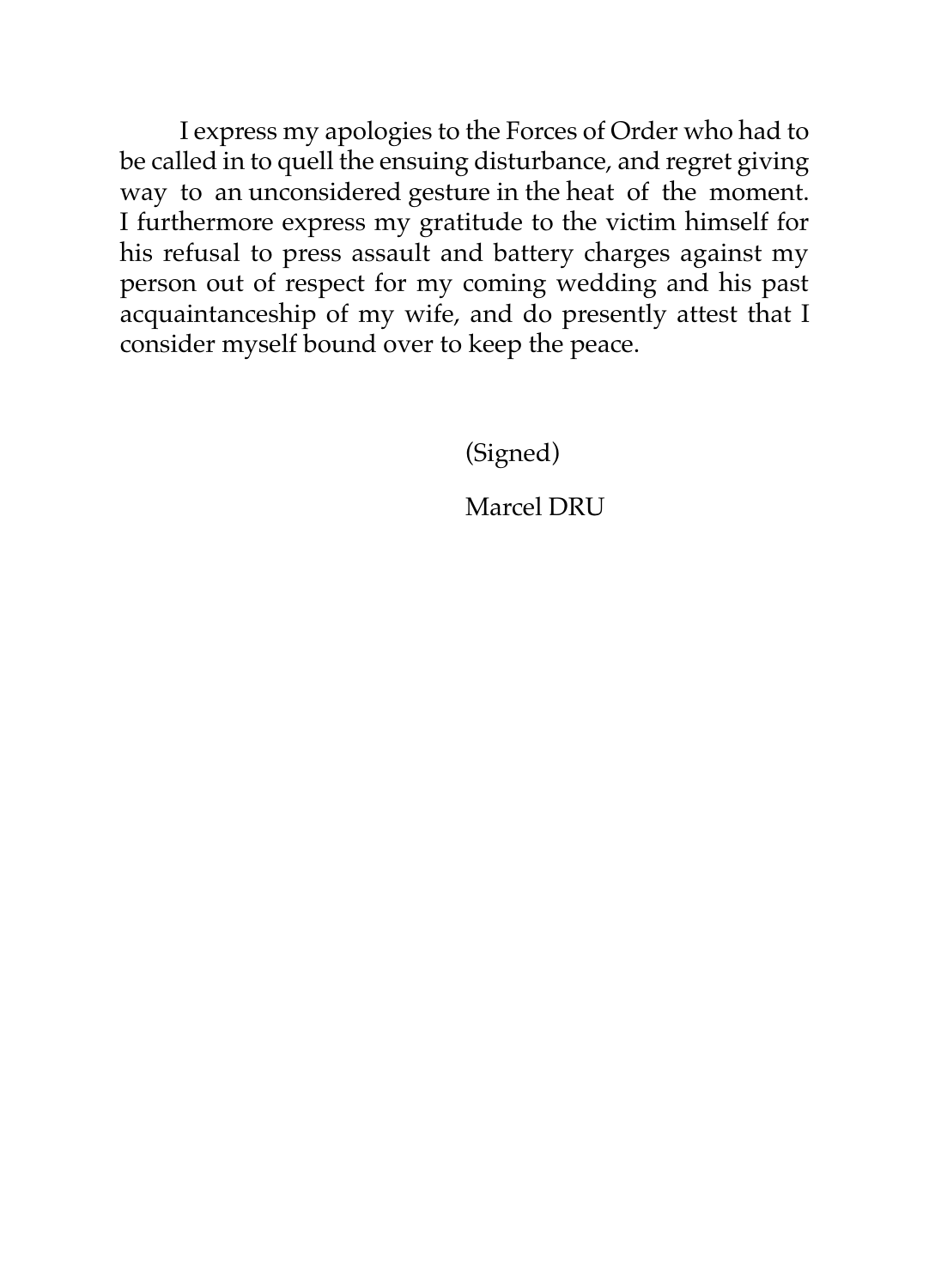I express my apologies to the Forces of Order who had to be called in to quell the ensuing disturbance, and regret giving way to an unconsidered gesture in the heat of the moment. I furthermore express my gratitude to the victim himself for his refusal to press assault and battery charges against my person out of respect for my coming wedding and his past acquaintanceship of my wife, and do presently attest that I consider myself bound over to keep the peace.

(Signed)

Marcel DRU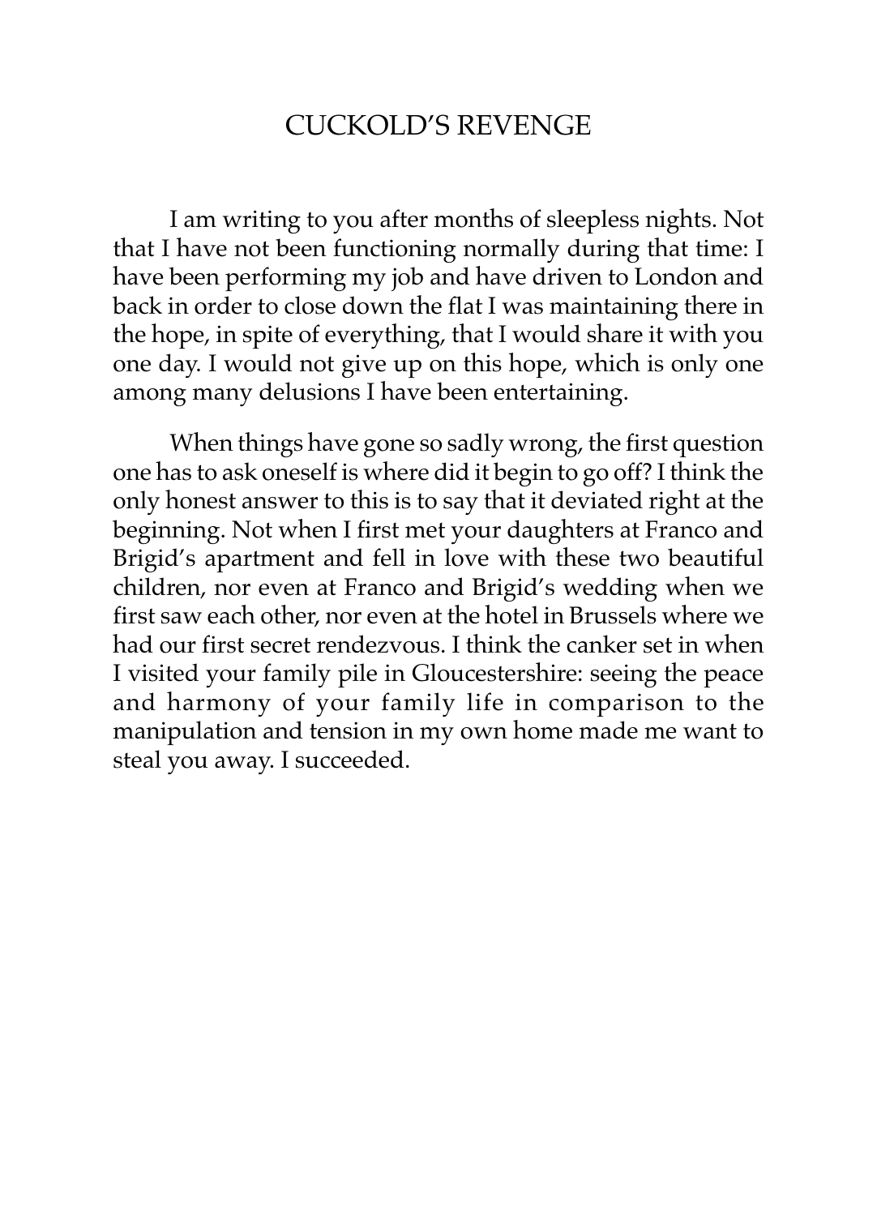# CUCKOLD'S REVENGE

I am writing to you after months of sleepless nights. Not that I have not been functioning normally during that time: I have been performing my job and have driven to London and back in order to close down the flat I was maintaining there in the hope, in spite of everything, that I would share it with you one day. I would not give up on this hope, which is only one among many delusions I have been entertaining.

When things have gone so sadly wrong, the first question one has to ask oneself is where did it begin to go off? I think the only honest answer to this is to say that it deviated right at the beginning. Not when I first met your daughters at Franco and Brigid's apartment and fell in love with these two beautiful children, nor even at Franco and Brigid's wedding when we first saw each other, nor even at the hotel in Brussels where we had our first secret rendezvous. I think the canker set in when I visited your family pile in Gloucestershire: seeing the peace and harmony of your family life in comparison to the manipulation and tension in my own home made me want to steal you away. I succeeded.